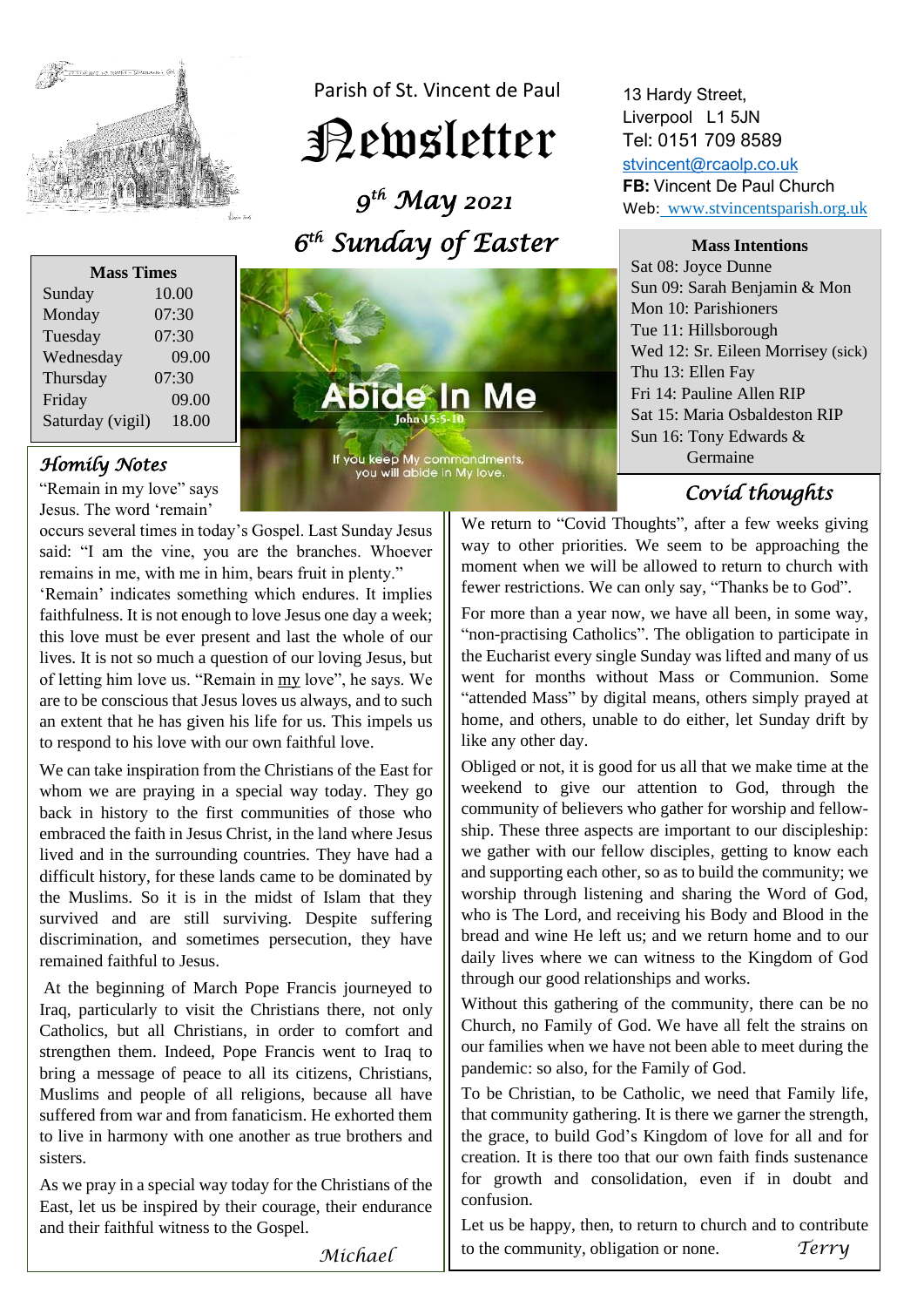Parish of St. Vincent de Paul

# Newsletter

*9th May 2021*

*6th Sunday of Easter*

13 Hardy Street,
Liverpool L1 5JN
Tel: 0151 709 8589
stvincent@rcaolp.co.uk
**FB:** Vincent De Paul Church
Web: www.stvincentsparish.org.uk

| Mass Times | |
|---|---|
| Sunday | 10.00 |
| Monday | 07:30 |
| Tuesday | 07:30 |
| Wednesday | 09.00 |
| Thursday | 07:30 |
| Friday | 09.00 |
| Saturday (vigil) | 18.00 |

**Mass Intentions**

Sat 08: Joyce Dunne
Sun 09: Sarah Benjamin & Mon
Mon 10: Parishioners
Tue 11: Hillsborough
Wed 12: Sr. Eileen Morrisey (sick)
Thu 13: Ellen Fay
Fri 14: Pauline Allen RIP
Sat 15: Maria Osbaldeston RIP
Sun 16: Tony Edwards & Germaine

Abide In Me
John 15:5-10
If you keep My commandments, you will abide in My love.

## *Homily Notes*

"Remain in my love" says Jesus. The word 'remain' occurs several times in today's Gospel. Last Sunday Jesus said: "I am the vine, you are the branches. Whoever remains in me, with me in him, bears fruit in plenty."

'Remain' indicates something which endures. It implies faithfulness. It is not enough to love Jesus one day a week; this love must be ever present and last the whole of our lives. It is not so much a question of our loving Jesus, but of letting him love us. "Remain in <u>my</u> love", he says. We are to be conscious that Jesus loves us always, and to such an extent that he has given his life for us. This impels us to respond to his love with our own faithful love.

We can take inspiration from the Christians of the East for whom we are praying in a special way today. They go back in history to the first communities of those who embraced the faith in Jesus Christ, in the land where Jesus lived and in the surrounding countries. They have had a difficult history, for these lands came to be dominated by the Muslims. So it is in the midst of Islam that they survived and are still surviving. Despite suffering discrimination, and sometimes persecution, they have remained faithful to Jesus.

At the beginning of March Pope Francis journeyed to Iraq, particularly to visit the Christians there, not only Catholics, but all Christians, in order to comfort and strengthen them. Indeed, Pope Francis went to Iraq to bring a message of peace to all its citizens, Christians, Muslims and people of all religions, because all have suffered from war and from fanaticism. He exhorted them to live in harmony with one another as true brothers and sisters.

As we pray in a special way today for the Christians of the East, let us be inspired by their courage, their endurance and their faithful witness to the Gospel.

*Michael*

## *Covid thoughts*

We return to "Covid Thoughts", after a few weeks giving way to other priorities. We seem to be approaching the moment when we will be allowed to return to church with fewer restrictions. We can only say, "Thanks be to God".

For more than a year now, we have all been, in some way, "non-practising Catholics". The obligation to participate in the Eucharist every single Sunday was lifted and many of us went for months without Mass or Communion. Some "attended Mass" by digital means, others simply prayed at home, and others, unable to do either, let Sunday drift by like any other day.

Obliged or not, it is good for us all that we make time at the weekend to give our attention to God, through the community of believers who gather for worship and fellowship. These three aspects are important to our discipleship: we gather with our fellow disciples, getting to know each and supporting each other, so as to build the community; we worship through listening and sharing the Word of God, who is The Lord, and receiving his Body and Blood in the bread and wine He left us; and we return home and to our daily lives where we can witness to the Kingdom of God through our good relationships and works.

Without this gathering of the community, there can be no Church, no Family of God. We have all felt the strains on our families when we have not been able to meet during the pandemic: so also, for the Family of God.

To be Christian, to be Catholic, we need that Family life, that community gathering. It is there we garner the strength, the grace, to build God's Kingdom of love for all and for creation. It is there too that our own faith finds sustenance for growth and consolidation, even if in doubt and confusion.

Let us be happy, then, to return to church and to contribute to the community, obligation or none.

*Terry*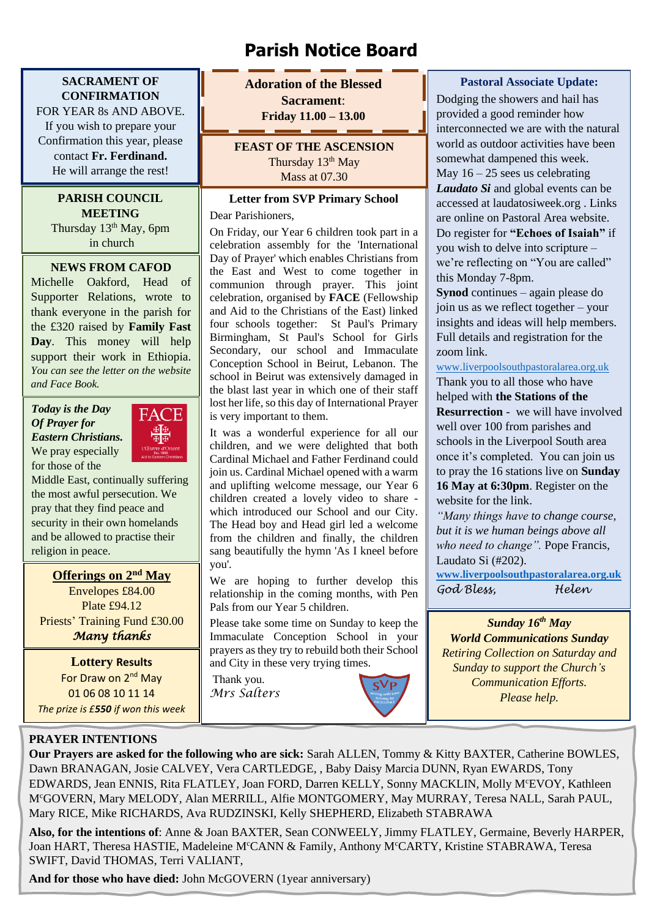# Parish Notice Board

**SACRAMENT OF CONFIRMATION**

FOR YEAR 8s AND ABOVE. If you wish to prepare your Confirmation this year, please contact **Fr. Ferdinand.** He will arrange the rest!

**PARISH COUNCIL MEETING**

Thursday 13th May, 6pm in church

**NEWS FROM CAFOD**

Michelle Oakford, Head of Supporter Relations, wrote to thank everyone in the parish for the £320 raised by **Family Fast Day**. This money will help support their work in Ethiopia. *You can see the letter on the website and Face Book.*

***Today is the Day Of Prayer for Eastern Christians.*** We pray especially for those of the Middle East, continually suffering the most awful persecution. We pray that they find peace and security in their own homelands and be allowed to practise their religion in peace.

**Offerings on 2nd May**

Envelopes £84.00
Plate £94.12
Priests' Training Fund £30.00
*Many thanks*

**Lottery Results**

For Draw on 2nd May
01 06 08 10 11 14
*The prize is £**550** if won this week*

**Adoration of the Blessed Sacrament:**
**Friday 11.00 – 13.00**

**FEAST OF THE ASCENSION**
Thursday 13th May
Mass at 07.30

**Letter from SVP Primary School**

Dear Parishioners,

On Friday, our Year 6 children took part in a celebration assembly for the 'International Day of Prayer' which enables Christians from the East and West to come together in communion through prayer. This joint celebration, organised by **FACE** (Fellowship and Aid to the Christians of the East) linked four schools together: St Paul's Primary Birmingham, St Paul's School for Girls Secondary, our school and Immaculate Conception School in Beirut, Lebanon. The school in Beirut was extensively damaged in the blast last year in which one of their staff lost her life, so this day of International Prayer is very important to them.

It was a wonderful experience for all our children, and we were delighted that both Cardinal Michael and Father Ferdinand could join us. Cardinal Michael opened with a warm and uplifting welcome message, our Year 6 children created a lovely video to share - which introduced our School and our City. The Head boy and Head girl led a welcome from the children and finally, the children sang beautifully the hymn 'As I kneel before you'.

We are hoping to further develop this relationship in the coming months, with Pen Pals from our Year 5 children.

Please take some time on Sunday to keep the Immaculate Conception School in your prayers as they try to rebuild both their School and City in these very trying times.

Thank you.
*Mrs Salters*

**Pastoral Associate Update:**

Dodging the showers and hail has provided a good reminder how interconnected we are with the natural world as outdoor activities have been somewhat dampened this week.
May 16 – 25 sees us celebrating ***Laudato Si*** and global events can be accessed at laudatosiweek.org . Links are online on Pastoral Area website.
Do register for **"Echoes of Isaiah"** if you wish to delve into scripture – we're reflecting on "You are called" this Monday 7-8pm.
**Synod** continues – again please do join us as we reflect together – your insights and ideas will help members. Full details and registration for the zoom link.
www.liverpoolsouthpastoralarea.org.uk
Thank you to all those who have helped with **the Stations of the Resurrection** - we will have involved well over 100 from parishes and schools in the Liverpool South area once it's completed. You can join us to pray the 16 stations live on **Sunday 16 May at 6:30pm**. Register on the website for the link.
*"Many things have to change course, but it is we human beings above all who need to change".* Pope Francis, Laudato Si (#202).
**www.liverpoolsouthpastoralarea.org.uk**
*God Bless, Helen*

***Sunday 16th May***
***World Communications Sunday***
*Retiring Collection on Saturday and Sunday to support the Church's Communication Efforts.*
*Please help.*

**PRAYER INTENTIONS**

**Our Prayers are asked for the following who are sick:** Sarah ALLEN, Tommy & Kitty BAXTER, Catherine BOWLES, Dawn BRANAGAN, Josie CALVEY, Vera CARTLEDGE, , Baby Daisy Marcia DUNN, Ryan EWARDS, Tony EDWARDS, Jean ENNIS, Rita FLATLEY, Joan FORD, Darren KELLY, Sonny MACKLIN, Molly McEVOY, Kathleen McGOVERN, Mary MELODY, Alan MERRILL, Alfie MONTGOMERY, May MURRAY, Teresa NALL, Sarah PAUL, Mary RICE, Mike RICHARDS, Ava RUDZINSKI, Kelly SHEPHERD, Elizabeth STABRAWA

**Also, for the intentions of**: Anne & Joan BAXTER, Sean CONWEELY, Jimmy FLATLEY, Germaine, Beverly HARPER, Joan HART, Theresa HASTIE, Madeleine McCANN & Family, Anthony McCARTY, Kristine STABRAWA, Teresa SWIFT, David THOMAS, Terri VALIANT,

**And for those who have died:** John McGOVERN (1year anniversary)